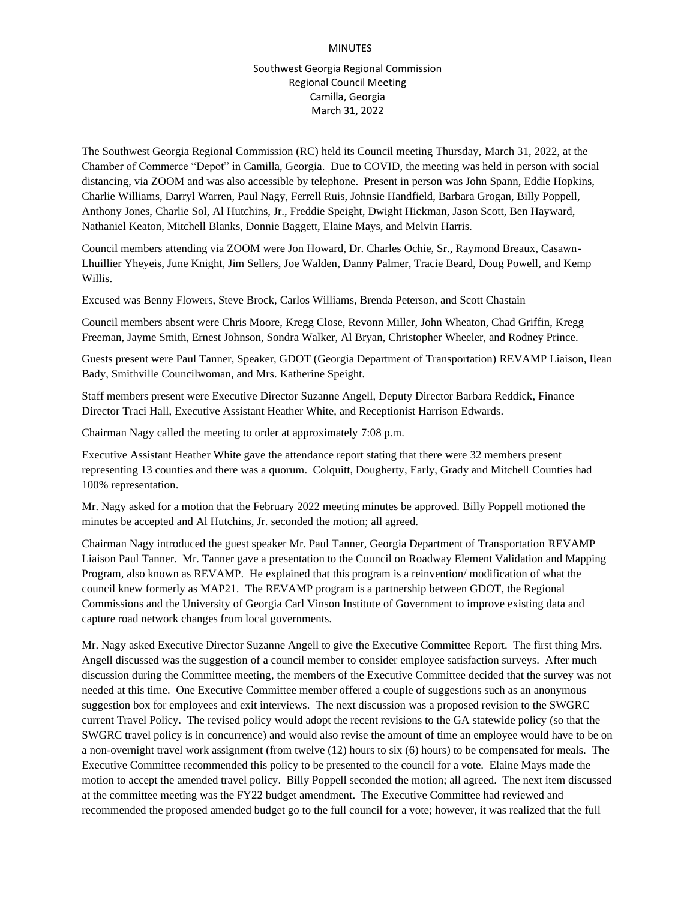# MINUTES

Southwest Georgia Regional Commission
Regional Council Meeting
Camilla, Georgia
March 31, 2022

The Southwest Georgia Regional Commission (RC) held its Council meeting Thursday, March 31, 2022, at the Chamber of Commerce "Depot" in Camilla, Georgia. Due to COVID, the meeting was held in person with social distancing, via ZOOM and was also accessible by telephone. Present in person was John Spann, Eddie Hopkins, Charlie Williams, Darryl Warren, Paul Nagy, Ferrell Ruis, Johnsie Handfield, Barbara Grogan, Billy Poppell, Anthony Jones, Charlie Sol, Al Hutchins, Jr., Freddie Speight, Dwight Hickman, Jason Scott, Ben Hayward, Nathaniel Keaton, Mitchell Blanks, Donnie Baggett, Elaine Mays, and Melvin Harris.

Council members attending via ZOOM were Jon Howard, Dr. Charles Ochie, Sr., Raymond Breaux, Casawn-Lhuillier Yheyeis, June Knight, Jim Sellers, Joe Walden, Danny Palmer, Tracie Beard, Doug Powell, and Kemp Willis.

Excused was Benny Flowers, Steve Brock, Carlos Williams, Brenda Peterson, and Scott Chastain

Council members absent were Chris Moore, Kregg Close, Revonn Miller, John Wheaton, Chad Griffin, Kregg Freeman, Jayme Smith, Ernest Johnson, Sondra Walker, Al Bryan, Christopher Wheeler, and Rodney Prince.

Guests present were Paul Tanner, Speaker, GDOT (Georgia Department of Transportation) REVAMP Liaison, Ilean Bady, Smithville Councilwoman, and Mrs. Katherine Speight.

Staff members present were Executive Director Suzanne Angell, Deputy Director Barbara Reddick, Finance Director Traci Hall, Executive Assistant Heather White, and Receptionist Harrison Edwards.

Chairman Nagy called the meeting to order at approximately 7:08 p.m.

Executive Assistant Heather White gave the attendance report stating that there were 32 members present representing 13 counties and there was a quorum. Colquitt, Dougherty, Early, Grady and Mitchell Counties had 100% representation.

Mr. Nagy asked for a motion that the February 2022 meeting minutes be approved. Billy Poppell motioned the minutes be accepted and Al Hutchins, Jr. seconded the motion; all agreed.

Chairman Nagy introduced the guest speaker Mr. Paul Tanner, Georgia Department of Transportation REVAMP Liaison Paul Tanner. Mr. Tanner gave a presentation to the Council on Roadway Element Validation and Mapping Program, also known as REVAMP. He explained that this program is a reinvention/ modification of what the council knew formerly as MAP21. The REVAMP program is a partnership between GDOT, the Regional Commissions and the University of Georgia Carl Vinson Institute of Government to improve existing data and capture road network changes from local governments.

Mr. Nagy asked Executive Director Suzanne Angell to give the Executive Committee Report. The first thing Mrs. Angell discussed was the suggestion of a council member to consider employee satisfaction surveys. After much discussion during the Committee meeting, the members of the Executive Committee decided that the survey was not needed at this time. One Executive Committee member offered a couple of suggestions such as an anonymous suggestion box for employees and exit interviews. The next discussion was a proposed revision to the SWGRC current Travel Policy. The revised policy would adopt the recent revisions to the GA statewide policy (so that the SWGRC travel policy is in concurrence) and would also revise the amount of time an employee would have to be on a non-overnight travel work assignment (from twelve (12) hours to six (6) hours) to be compensated for meals. The Executive Committee recommended this policy to be presented to the council for a vote. Elaine Mays made the motion to accept the amended travel policy. Billy Poppell seconded the motion; all agreed. The next item discussed at the committee meeting was the FY22 budget amendment. The Executive Committee had reviewed and recommended the proposed amended budget go to the full council for a vote; however, it was realized that the full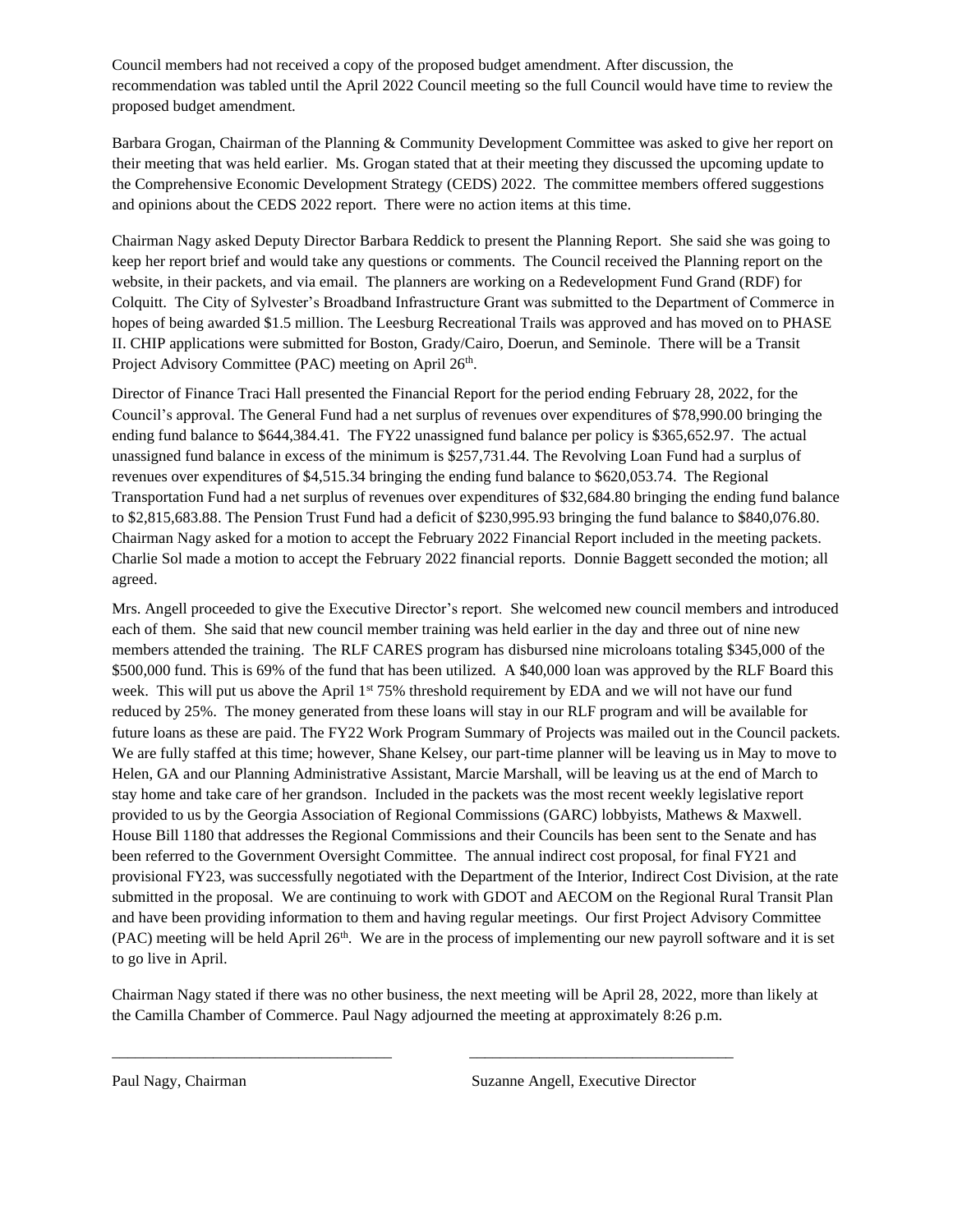Council members had not received a copy of the proposed budget amendment. After discussion, the recommendation was tabled until the April 2022 Council meeting so the full Council would have time to review the proposed budget amendment.

Barbara Grogan, Chairman of the Planning & Community Development Committee was asked to give her report on their meeting that was held earlier. Ms. Grogan stated that at their meeting they discussed the upcoming update to the Comprehensive Economic Development Strategy (CEDS) 2022. The committee members offered suggestions and opinions about the CEDS 2022 report. There were no action items at this time.

Chairman Nagy asked Deputy Director Barbara Reddick to present the Planning Report. She said she was going to keep her report brief and would take any questions or comments. The Council received the Planning report on the website, in their packets, and via email. The planners are working on a Redevelopment Fund Grand (RDF) for Colquitt. The City of Sylvester's Broadband Infrastructure Grant was submitted to the Department of Commerce in hopes of being awarded $1.5 million. The Leesburg Recreational Trails was approved and has moved on to PHASE II. CHIP applications were submitted for Boston, Grady/Cairo, Doerun, and Seminole. There will be a Transit Project Advisory Committee (PAC) meeting on April 26th.

Director of Finance Traci Hall presented the Financial Report for the period ending February 28, 2022, for the Council's approval. The General Fund had a net surplus of revenues over expenditures of $78,990.00 bringing the ending fund balance to $644,384.41. The FY22 unassigned fund balance per policy is $365,652.97. The actual unassigned fund balance in excess of the minimum is $257,731.44. The Revolving Loan Fund had a surplus of revenues over expenditures of $4,515.34 bringing the ending fund balance to $620,053.74. The Regional Transportation Fund had a net surplus of revenues over expenditures of $32,684.80 bringing the ending fund balance to $2,815,683.88. The Pension Trust Fund had a deficit of $230,995.93 bringing the fund balance to $840,076.80. Chairman Nagy asked for a motion to accept the February 2022 Financial Report included in the meeting packets. Charlie Sol made a motion to accept the February 2022 financial reports. Donnie Baggett seconded the motion; all agreed.

Mrs. Angell proceeded to give the Executive Director's report. She welcomed new council members and introduced each of them. She said that new council member training was held earlier in the day and three out of nine new members attended the training. The RLF CARES program has disbursed nine microloans totaling $345,000 of the $500,000 fund. This is 69% of the fund that has been utilized. A $40,000 loan was approved by the RLF Board this week. This will put us above the April 1st 75% threshold requirement by EDA and we will not have our fund reduced by 25%. The money generated from these loans will stay in our RLF program and will be available for future loans as these are paid. The FY22 Work Program Summary of Projects was mailed out in the Council packets. We are fully staffed at this time; however, Shane Kelsey, our part-time planner will be leaving us in May to move to Helen, GA and our Planning Administrative Assistant, Marcie Marshall, will be leaving us at the end of March to stay home and take care of her grandson. Included in the packets was the most recent weekly legislative report provided to us by the Georgia Association of Regional Commissions (GARC) lobbyists, Mathews & Maxwell. House Bill 1180 that addresses the Regional Commissions and their Councils has been sent to the Senate and has been referred to the Government Oversight Committee. The annual indirect cost proposal, for final FY21 and provisional FY23, was successfully negotiated with the Department of the Interior, Indirect Cost Division, at the rate submitted in the proposal. We are continuing to work with GDOT and AECOM on the Regional Rural Transit Plan and have been providing information to them and having regular meetings. Our first Project Advisory Committee (PAC) meeting will be held April 26th. We are in the process of implementing our new payroll software and it is set to go live in April.

Chairman Nagy stated if there was no other business, the next meeting will be April 28, 2022, more than likely at the Camilla Chamber of Commerce. Paul Nagy adjourned the meeting at approximately 8:26 p.m.

\_\_\_\_\_\_\_\_\_\_\_\_\_\_\_\_\_\_\_\_\_\_\_\_\_\_\_\_\_\_\_\_\_\_\_ \_\_\_\_\_\_\_\_\_\_\_\_\_\_\_\_\_\_\_\_\_\_\_\_\_\_\_\_\_\_\_\_\_\_\_

Paul Nagy, Chairman Suzanne Angell, Executive Director